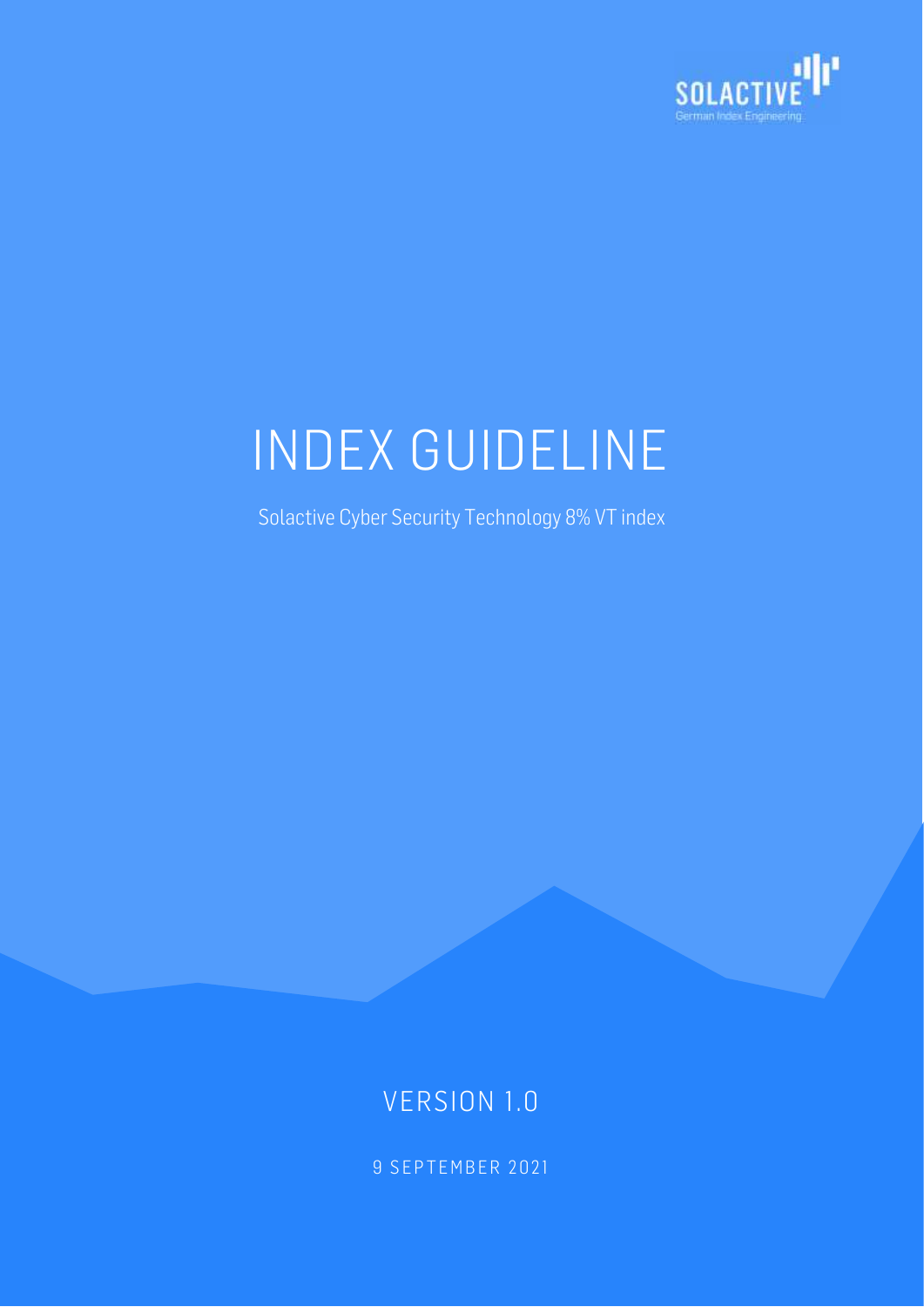# INDEX GUIDELINE

Solactive Cyber Security Technology 8% VT index

VERSION 1.0

9 SEPTEMBER 2021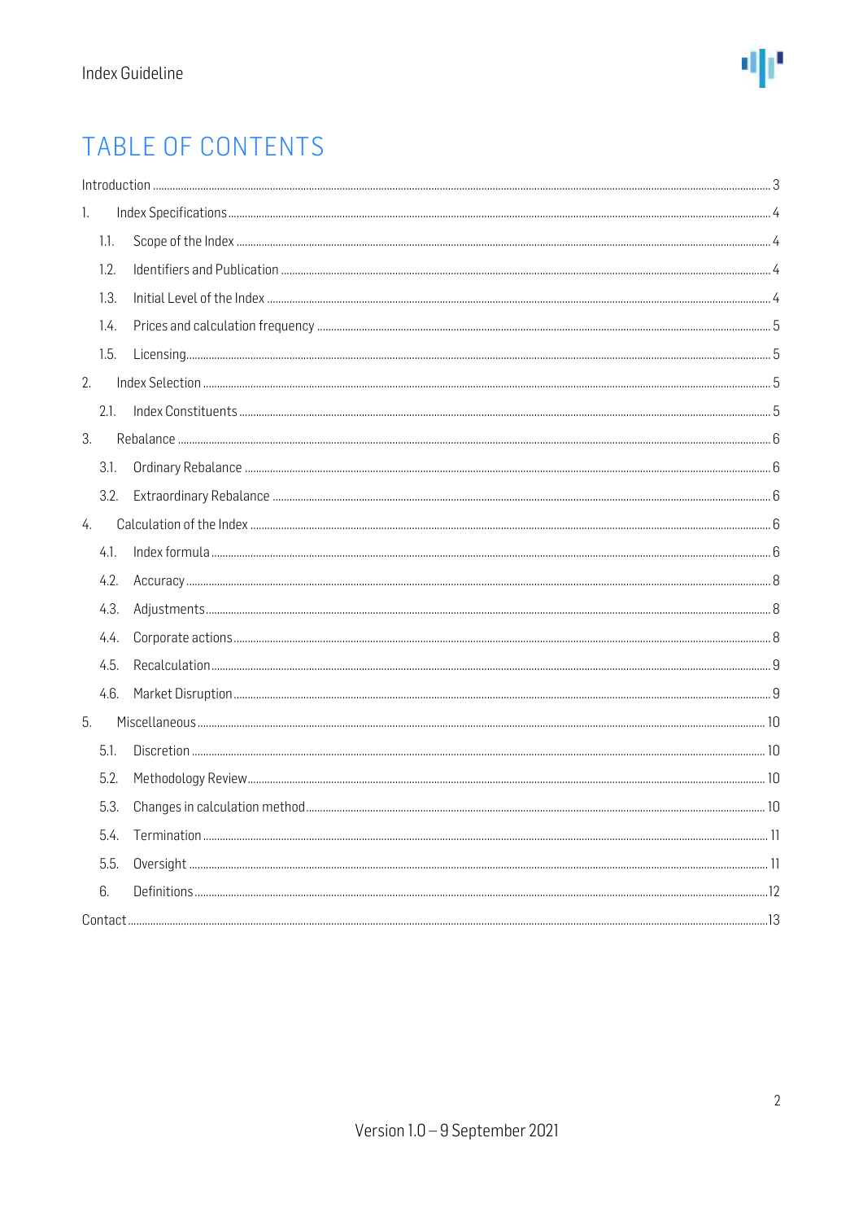# TABLE OF CONTENTS

Introduction ........ 3

1. Index Specifications ........ 4
   - 1.1. Scope of the Index ........ 4
   - 1.2. Identifiers and Publication ........ 4
   - 1.3. Initial Level of the Index ........ 4
   - 1.4. Prices and calculation frequency ........ 5
   - 1.5. Licensing ........ 5
2. Index Selection ........ 5
   - 2.1. Index Constituents ........ 5
3. Rebalance ........ 6
   - 3.1. Ordinary Rebalance ........ 6
   - 3.2. Extraordinary Rebalance ........ 6
4. Calculation of the Index ........ 6
   - 4.1. Index formula ........ 6
   - 4.2. Accuracy ........ 8
   - 4.3. Adjustments ........ 8
   - 4.4. Corporate actions ........ 8
   - 4.5. Recalculation ........ 9
   - 4.6. Market Disruption ........ 9
5. Miscellaneous ........ 10
   - 5.1. Discretion ........ 10
   - 5.2. Methodology Review ........ 10
   - 5.3. Changes in calculation method ........ 10
   - 5.4. Termination ........ 11
   - 5.5. Oversight ........ 11
   - 6. Definitions ........ 12

Contact ........ 13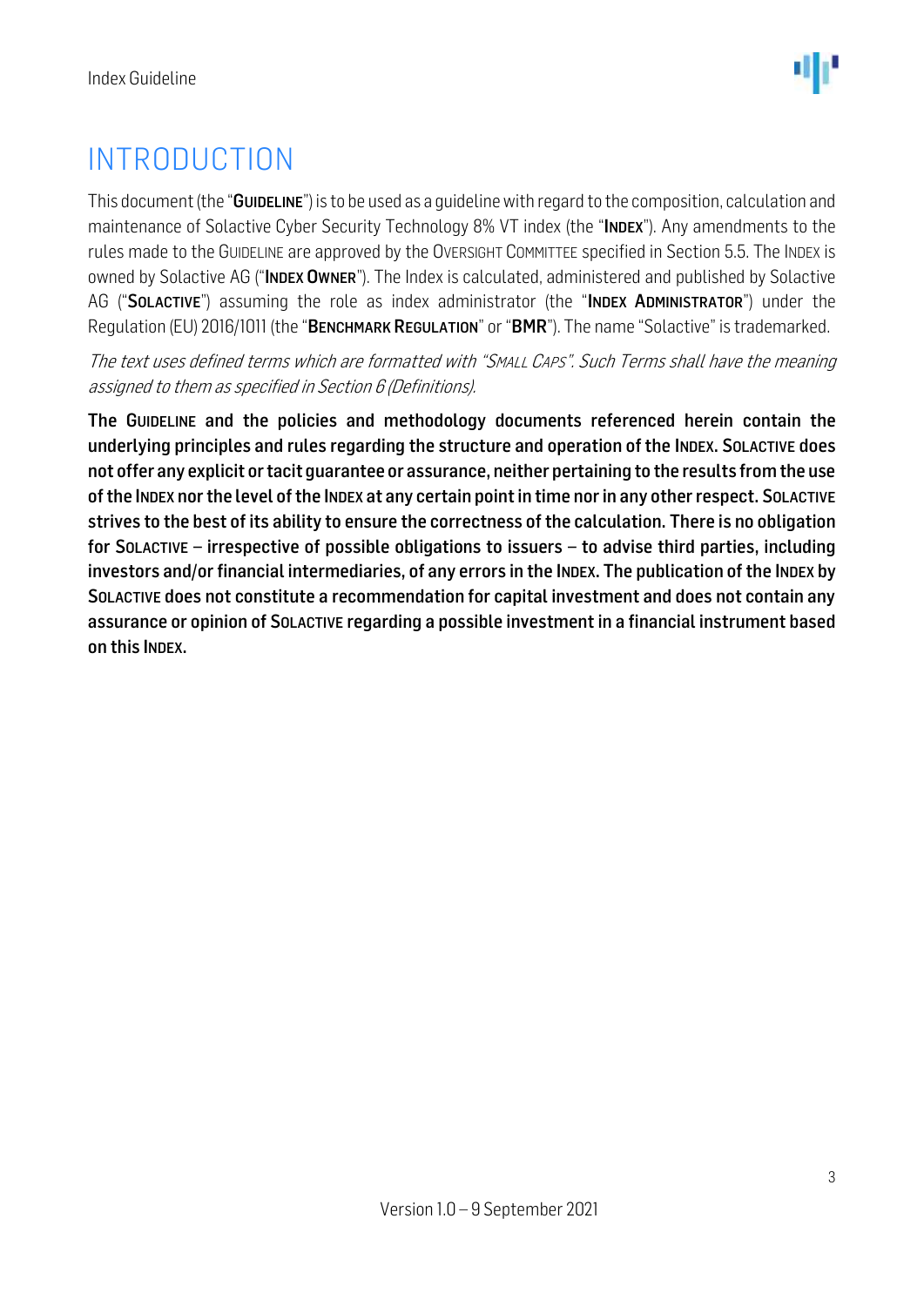# INTRODUCTION

This document (the "**GUIDELINE**") is to be used as a guideline with regard to the composition, calculation and maintenance of Solactive Cyber Security Technology 8% VT index (the "**INDEX**"). Any amendments to the rules made to the GUIDELINE are approved by the OVERSIGHT COMMITTEE specified in Section 5.5. The INDEX is owned by Solactive AG ("**INDEX OWNER**"). The Index is calculated, administered and published by Solactive AG ("**SOLACTIVE**") assuming the role as index administrator (the "**INDEX ADMINISTRATOR**") under the Regulation (EU) 2016/1011 (the "**BENCHMARK REGULATION**" or "**BMR**"). The name "Solactive" is trademarked.

*The text uses defined terms which are formatted with "SMALL CAPS". Such Terms shall have the meaning assigned to them as specified in Section 6 (Definitions).*

**The GUIDELINE and the policies and methodology documents referenced herein contain the underlying principles and rules regarding the structure and operation of the INDEX. SOLACTIVE does not offer any explicit or tacit guarantee or assurance, neither pertaining to the results from the use of the INDEX nor the level of the INDEX at any certain point in time nor in any other respect. SOLACTIVE strives to the best of its ability to ensure the correctness of the calculation. There is no obligation for SOLACTIVE – irrespective of possible obligations to issuers – to advise third parties, including investors and/or financial intermediaries, of any errors in the INDEX. The publication of the INDEX by SOLACTIVE does not constitute a recommendation for capital investment and does not contain any assurance or opinion of SOLACTIVE regarding a possible investment in a financial instrument based on this INDEX.**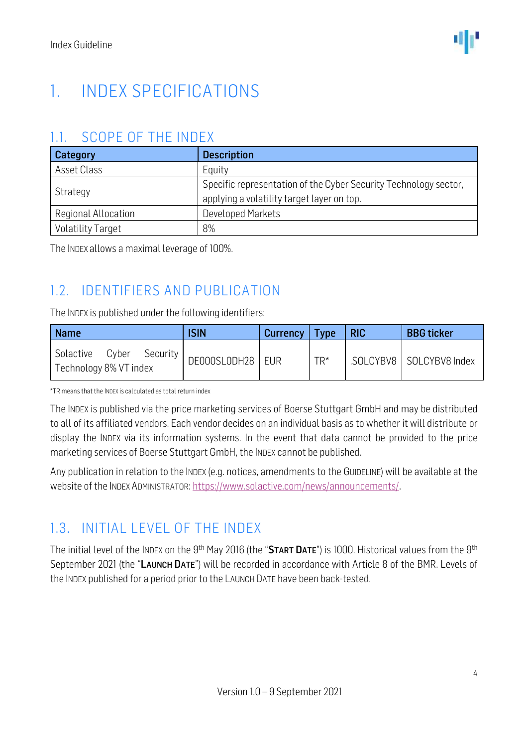# 1. INDEX SPECIFICATIONS

## 1.1. SCOPE OF THE INDEX

| Category | Description |
|---|---|
| Asset Class | Equity |
| Strategy | Specific representation of the Cyber Security Technology sector, applying a volatility target layer on top. |
| Regional Allocation | Developed Markets |
| Volatility Target | 8% |

The INDEX allows a maximal leverage of 100%.

## 1.2. IDENTIFIERS AND PUBLICATION

The INDEX is published under the following identifiers:

| Name | ISIN | Currency | Type | RIC | BBG ticker |
|---|---|---|---|---|---|
| Solactive Cyber Security Technology 8% VT index | DE000SLODH28 | EUR | TR* | .SOLCYBV8 | SOLCYBV8 Index |

*TR means that the INDEX is calculated as total return index

The INDEX is published via the price marketing services of Boerse Stuttgart GmbH and may be distributed to all of its affiliated vendors. Each vendor decides on an individual basis as to whether it will distribute or display the INDEX via its information systems. In the event that data cannot be provided to the price marketing services of Boerse Stuttgart GmbH, the INDEX cannot be published.

Any publication in relation to the INDEX (e.g. notices, amendments to the GUIDELINE) will be available at the website of the INDEX ADMINISTRATOR: https://www.solactive.com/news/announcements/.

## 1.3. INITIAL LEVEL OF THE INDEX

The initial level of the INDEX on the 9th May 2016 (the "**START DATE**") is 1000. Historical values from the 9th September 2021 (the "**LAUNCH DATE**") will be recorded in accordance with Article 8 of the BMR. Levels of the INDEX published for a period prior to the LAUNCH DATE have been back-tested.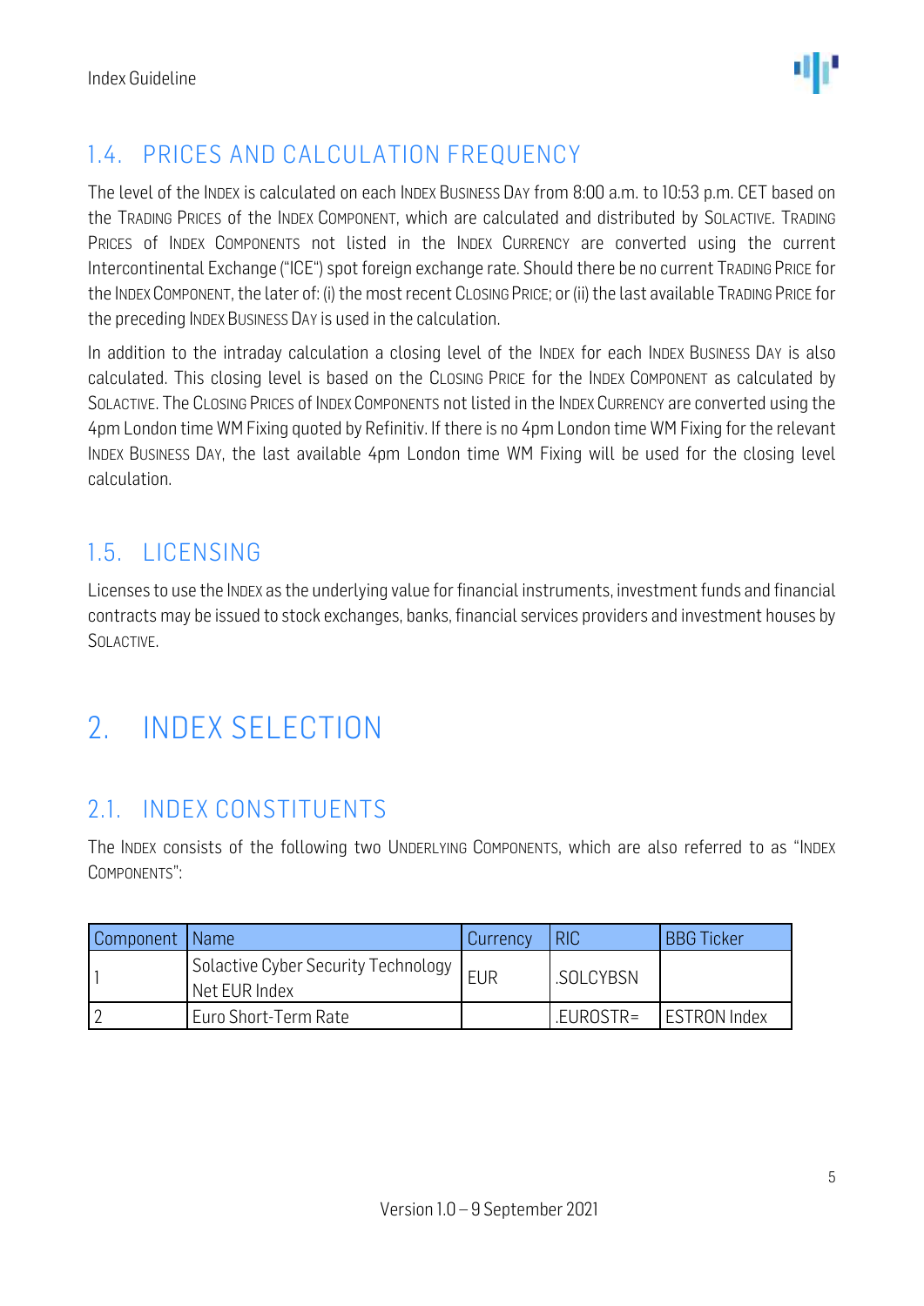## 1.4. PRICES AND CALCULATION FREQUENCY

The level of the INDEX is calculated on each INDEX BUSINESS DAY from 8:00 a.m. to 10:53 p.m. CET based on the TRADING PRICES of the INDEX COMPONENT, which are calculated and distributed by SOLACTIVE. TRADING PRICES of INDEX COMPONENTS not listed in the INDEX CURRENCY are converted using the current Intercontinental Exchange ("ICE") spot foreign exchange rate. Should there be no current TRADING PRICE for the INDEX COMPONENT, the later of: (i) the most recent CLOSING PRICE; or (ii) the last available TRADING PRICE for the preceding INDEX BUSINESS DAY is used in the calculation.

In addition to the intraday calculation a closing level of the INDEX for each INDEX BUSINESS DAY is also calculated. This closing level is based on the CLOSING PRICE for the INDEX COMPONENT as calculated by SOLACTIVE. The CLOSING PRICES of INDEX COMPONENTS not listed in the INDEX CURRENCY are converted using the 4pm London time WM Fixing quoted by Refinitiv. If there is no 4pm London time WM Fixing for the relevant INDEX BUSINESS DAY, the last available 4pm London time WM Fixing will be used for the closing level calculation.

## 1.5. LICENSING

Licenses to use the INDEX as the underlying value for financial instruments, investment funds and financial contracts may be issued to stock exchanges, banks, financial services providers and investment houses by SOLACTIVE.

# 2. INDEX SELECTION

## 2.1. INDEX CONSTITUENTS

The INDEX consists of the following two UNDERLYING COMPONENTS, which are also referred to as "INDEX COMPONENTS":

| Component | Name | Currency | RIC | BBG Ticker |
|---|---|---|---|---|
| 1 | Solactive Cyber Security Technology Net EUR Index | EUR | .SOLCYBSN | |
| 2 | Euro Short-Term Rate | | .EUROSTR= | ESTRON Index |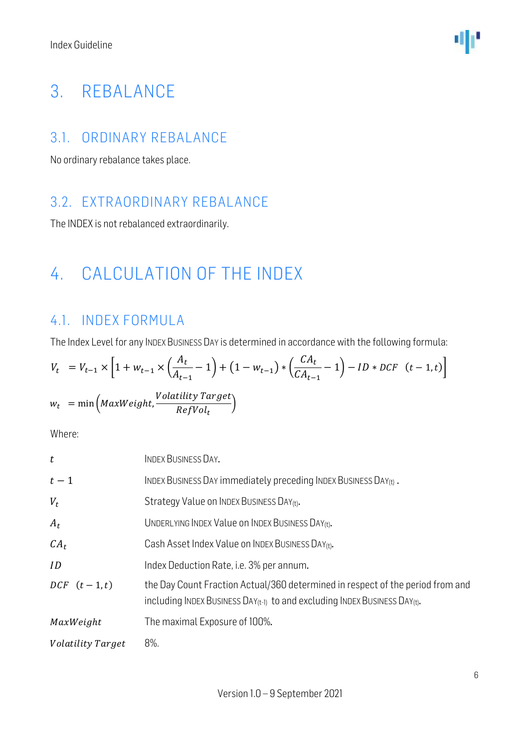# 3. REBALANCE

## 3.1. ORDINARY REBALANCE

No ordinary rebalance takes place.

## 3.2. EXTRAORDINARY REBALANCE

The INDEX is not rebalanced extraordinarily.

# 4. CALCULATION OF THE INDEX

## 4.1. INDEX FORMULA

The Index Level for any INDEX BUSINESS DAY is determined in accordance with the following formula:

$$V_t \quad = V_{t-1} \times \left[1 + w_{t-1} \times \left(\frac{A_t}{A_{t-1}} - 1\right) + (1 - w_{t-1}) * \left(\frac{CA_t}{CA_{t-1}} - 1\right) - ID * DCF \quad (t-1, t)\right]$$

$$w_t \quad = \min\left(MaxWeight, \frac{Volatility\ Target}{RefVol_t}\right)$$

Where:

| | |
|---|---|
| $t$ | INDEX BUSINESS DAY. |
| $t-1$ | INDEX BUSINESS DAY immediately preceding INDEX BUSINESS DAY(t) . |
| $V_t$ | Strategy Value on INDEX BUSINESS DAY(t). |
| $A_t$ | UNDERLYING INDEX Value on INDEX BUSINESS DAY(t). |
| $CA_t$ | Cash Asset Index Value on INDEX BUSINESS DAY(t). |
| $ID$ | Index Deduction Rate, i.e. 3% per annum. |
| $DCF \quad (t-1, t)$ | the Day Count Fraction Actual/360 determined in respect of the period from and including INDEX BUSINESS DAY(t-1) to and excluding INDEX BUSINESS DAY(t). |
| $MaxWeight$ | The maximal Exposure of 100%. |
| $Volatility\ Target$ | 8%. |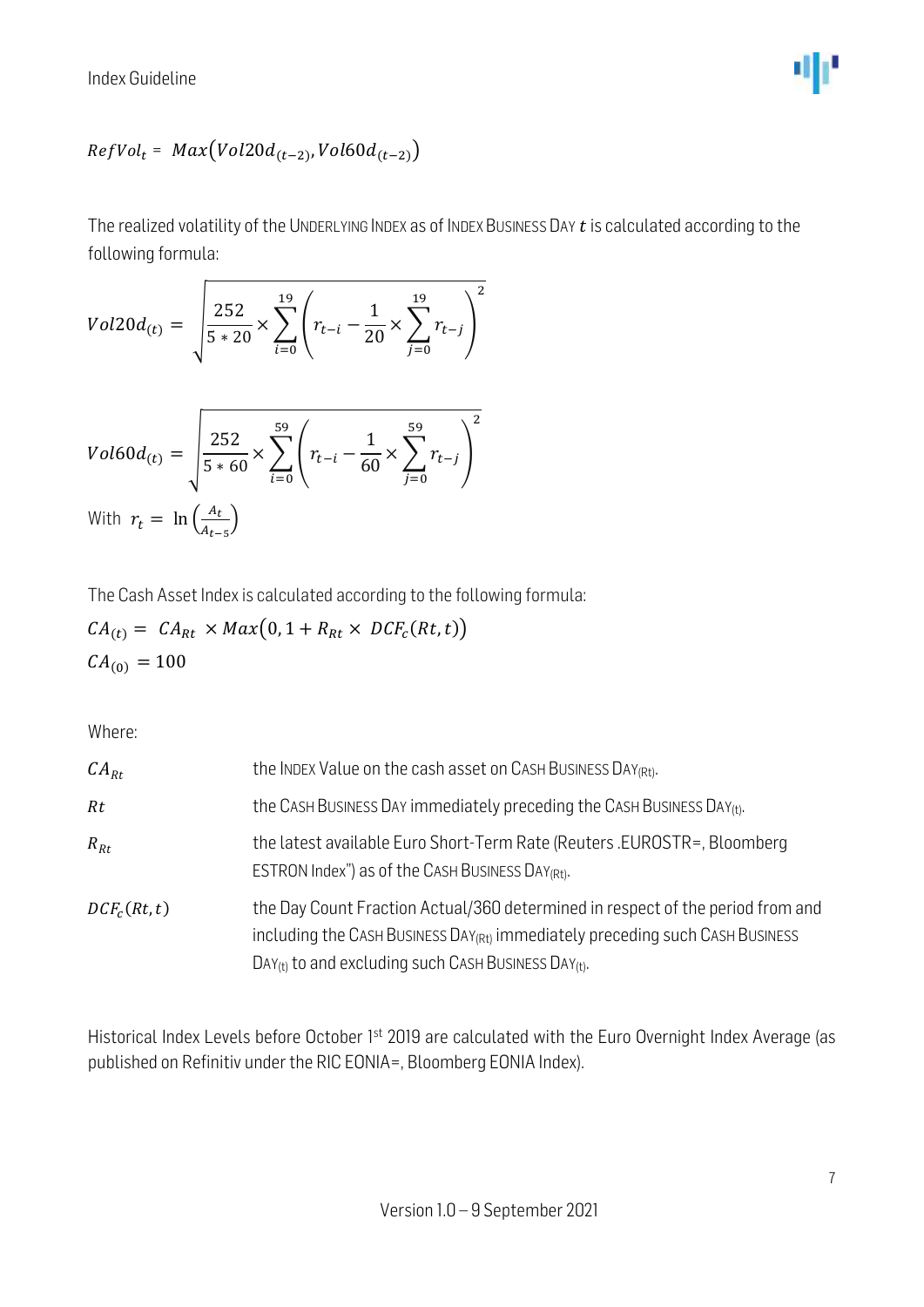$$RefVol_t = Max(Vol20d_{(t-2)}, Vol60d_{(t-2)})$$

The realized volatility of the UNDERLYING INDEX as of INDEX BUSINESS DAY $t$ is calculated according to the following formula:

$$Vol20d_{(t)} = \sqrt{\frac{252}{5*20} \times \sum_{i=0}^{19} \left( r_{t-i} - \frac{1}{20} \times \sum_{j=0}^{19} r_{t-j} \right)^2}$$

$$Vol60d_{(t)} = \sqrt{\frac{252}{5*60} \times \sum_{i=0}^{59} \left( r_{t-i} - \frac{1}{60} \times \sum_{j=0}^{59} r_{t-j} \right)^2}$$

With $r_t = \ln\left(\frac{A_t}{A_{t-5}}\right)$

The Cash Asset Index is calculated according to the following formula:

$$CA_{(t)} = CA_{Rt} \times Max(0, 1 + R_{Rt} \times DCF_c(Rt, t))$$

$$CA_{(0)} = 100$$

Where:

| | |
|---|---|
| $CA_{Rt}$ | the INDEX Value on the cash asset on CASH BUSINESS DAY$_{(Rt)}$. |
| $Rt$ | the CASH BUSINESS DAY immediately preceding the CASH BUSINESS DAY$_{(t)}$. |
| $R_{Rt}$ | the latest available Euro Short-Term Rate (Reuters .EUROSTR=, Bloomberg ESTRON Index") as of the CASH BUSINESS DAY$_{(Rt)}$. |
| $DCF_c(Rt, t)$ | the Day Count Fraction Actual/360 determined in respect of the period from and including the CASH BUSINESS DAY$_{(Rt)}$ immediately preceding such CASH BUSINESS DAY$_{(t)}$ to and excluding such CASH BUSINESS DAY$_{(t)}$. |

Historical Index Levels before October 1st 2019 are calculated with the Euro Overnight Index Average (as published on Refinitiv under the RIC EONIA=, Bloomberg EONIA Index).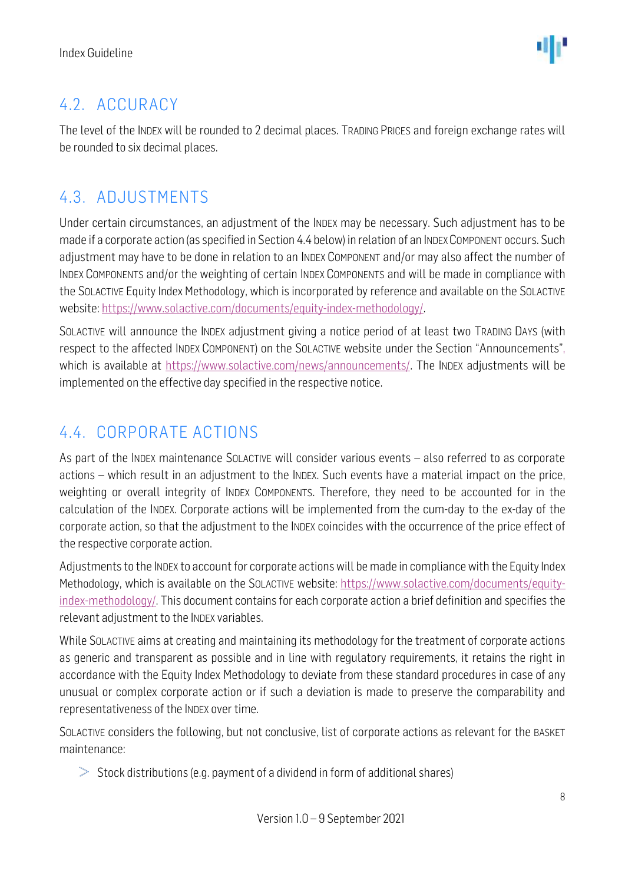## 4.2. ACCURACY

The level of the INDEX will be rounded to 2 decimal places. TRADING PRICES and foreign exchange rates will be rounded to six decimal places.

## 4.3. ADJUSTMENTS

Under certain circumstances, an adjustment of the INDEX may be necessary. Such adjustment has to be made if a corporate action (as specified in Section 4.4 below) in relation of an INDEX COMPONENT occurs. Such adjustment may have to be done in relation to an INDEX COMPONENT and/or may also affect the number of INDEX COMPONENTS and/or the weighting of certain INDEX COMPONENTS and will be made in compliance with the SOLACTIVE Equity Index Methodology, which is incorporated by reference and available on the SOLACTIVE website: https://www.solactive.com/documents/equity-index-methodology/.

SOLACTIVE will announce the INDEX adjustment giving a notice period of at least two TRADING DAYS (with respect to the affected INDEX COMPONENT) on the SOLACTIVE website under the Section "Announcements", which is available at https://www.solactive.com/news/announcements/. The INDEX adjustments will be implemented on the effective day specified in the respective notice.

## 4.4. CORPORATE ACTIONS

As part of the INDEX maintenance SOLACTIVE will consider various events – also referred to as corporate actions – which result in an adjustment to the INDEX. Such events have a material impact on the price, weighting or overall integrity of INDEX COMPONENTS. Therefore, they need to be accounted for in the calculation of the INDEX. Corporate actions will be implemented from the cum-day to the ex-day of the corporate action, so that the adjustment to the INDEX coincides with the occurrence of the price effect of the respective corporate action.

Adjustments to the INDEX to account for corporate actions will be made in compliance with the Equity Index Methodology, which is available on the SOLACTIVE website: https://www.solactive.com/documents/equity-index-methodology/. This document contains for each corporate action a brief definition and specifies the relevant adjustment to the INDEX variables.

While SOLACTIVE aims at creating and maintaining its methodology for the treatment of corporate actions as generic and transparent as possible and in line with regulatory requirements, it retains the right in accordance with the Equity Index Methodology to deviate from these standard procedures in case of any unusual or complex corporate action or if such a deviation is made to preserve the comparability and representativeness of the INDEX over time.

SOLACTIVE considers the following, but not conclusive, list of corporate actions as relevant for the BASKET maintenance:

- Stock distributions (e.g. payment of a dividend in form of additional shares)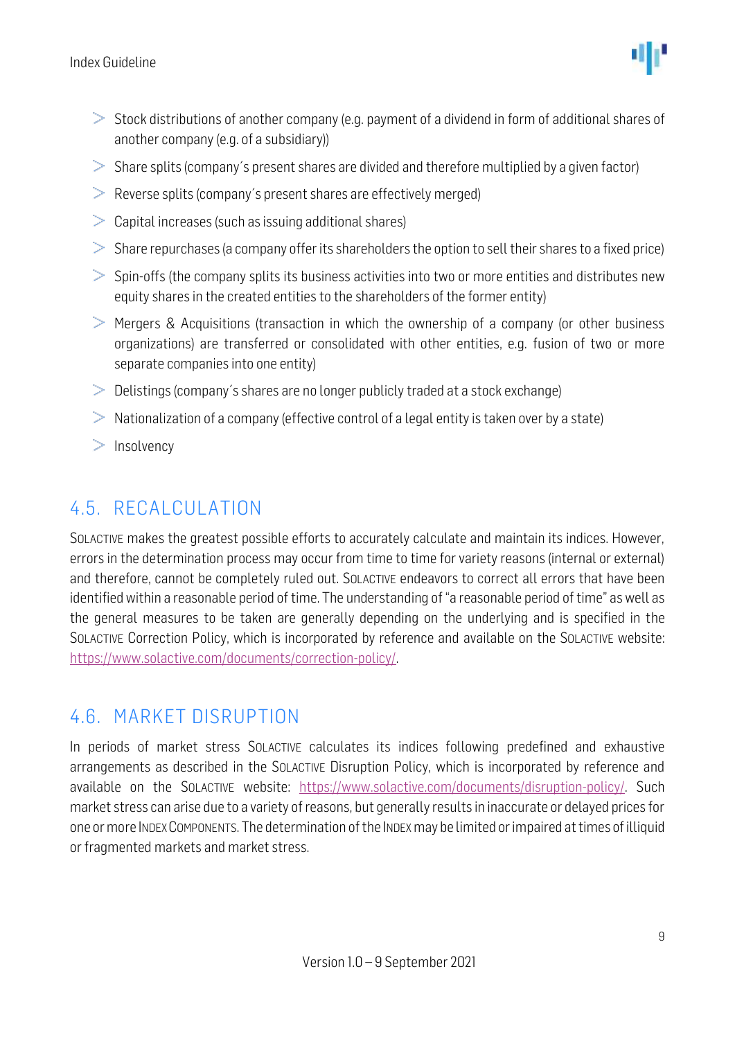- Stock distributions of another company (e.g. payment of a dividend in form of additional shares of another company (e.g. of a subsidiary))
- Share splits (company´s present shares are divided and therefore multiplied by a given factor)
- Reverse splits (company´s present shares are effectively merged)
- Capital increases (such as issuing additional shares)
- Share repurchases (a company offer its shareholders the option to sell their shares to a fixed price)
- Spin-offs (the company splits its business activities into two or more entities and distributes new equity shares in the created entities to the shareholders of the former entity)
- Mergers & Acquisitions (transaction in which the ownership of a company (or other business organizations) are transferred or consolidated with other entities, e.g. fusion of two or more separate companies into one entity)
- Delistings (company´s shares are no longer publicly traded at a stock exchange)
- Nationalization of a company (effective control of a legal entity is taken over by a state)
- Insolvency

## 4.5. RECALCULATION

SOLACTIVE makes the greatest possible efforts to accurately calculate and maintain its indices. However, errors in the determination process may occur from time to time for variety reasons (internal or external) and therefore, cannot be completely ruled out. SOLACTIVE endeavors to correct all errors that have been identified within a reasonable period of time. The understanding of "a reasonable period of time" as well as the general measures to be taken are generally depending on the underlying and is specified in the SOLACTIVE Correction Policy, which is incorporated by reference and available on the SOLACTIVE website: https://www.solactive.com/documents/correction-policy/.

## 4.6. MARKET DISRUPTION

In periods of market stress SOLACTIVE calculates its indices following predefined and exhaustive arrangements as described in the SOLACTIVE Disruption Policy, which is incorporated by reference and available on the SOLACTIVE website: https://www.solactive.com/documents/disruption-policy/. Such market stress can arise due to a variety of reasons, but generally results in inaccurate or delayed prices for one or more INDEX COMPONENTS. The determination of the INDEX may be limited or impaired at times of illiquid or fragmented markets and market stress.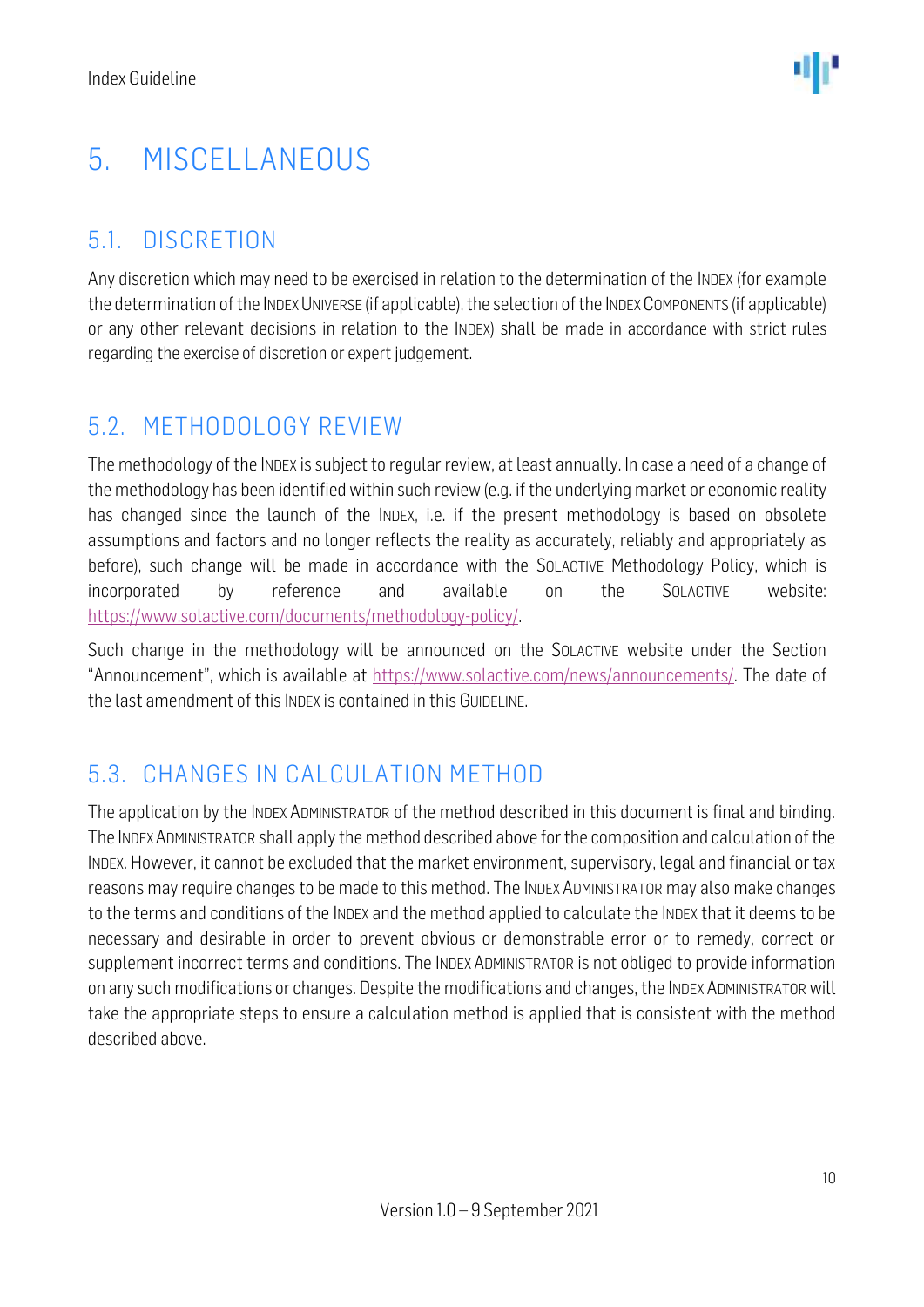# 5. MISCELLANEOUS

## 5.1. DISCRETION

Any discretion which may need to be exercised in relation to the determination of the INDEX (for example the determination of the INDEX UNIVERSE (if applicable), the selection of the INDEX COMPONENTS (if applicable) or any other relevant decisions in relation to the INDEX) shall be made in accordance with strict rules regarding the exercise of discretion or expert judgement.

## 5.2. METHODOLOGY REVIEW

The methodology of the INDEX is subject to regular review, at least annually. In case a need of a change of the methodology has been identified within such review (e.g. if the underlying market or economic reality has changed since the launch of the INDEX, i.e. if the present methodology is based on obsolete assumptions and factors and no longer reflects the reality as accurately, reliably and appropriately as before), such change will be made in accordance with the SOLACTIVE Methodology Policy, which is incorporated by reference and available on the SOLACTIVE website: https://www.solactive.com/documents/methodology-policy/.

Such change in the methodology will be announced on the SOLACTIVE website under the Section "Announcement", which is available at https://www.solactive.com/news/announcements/. The date of the last amendment of this INDEX is contained in this GUIDELINE.

## 5.3. CHANGES IN CALCULATION METHOD

The application by the INDEX ADMINISTRATOR of the method described in this document is final and binding. The INDEX ADMINISTRATOR shall apply the method described above for the composition and calculation of the INDEX. However, it cannot be excluded that the market environment, supervisory, legal and financial or tax reasons may require changes to be made to this method. The INDEX ADMINISTRATOR may also make changes to the terms and conditions of the INDEX and the method applied to calculate the INDEX that it deems to be necessary and desirable in order to prevent obvious or demonstrable error or to remedy, correct or supplement incorrect terms and conditions. The INDEX ADMINISTRATOR is not obliged to provide information on any such modifications or changes. Despite the modifications and changes, the INDEX ADMINISTRATOR will take the appropriate steps to ensure a calculation method is applied that is consistent with the method described above.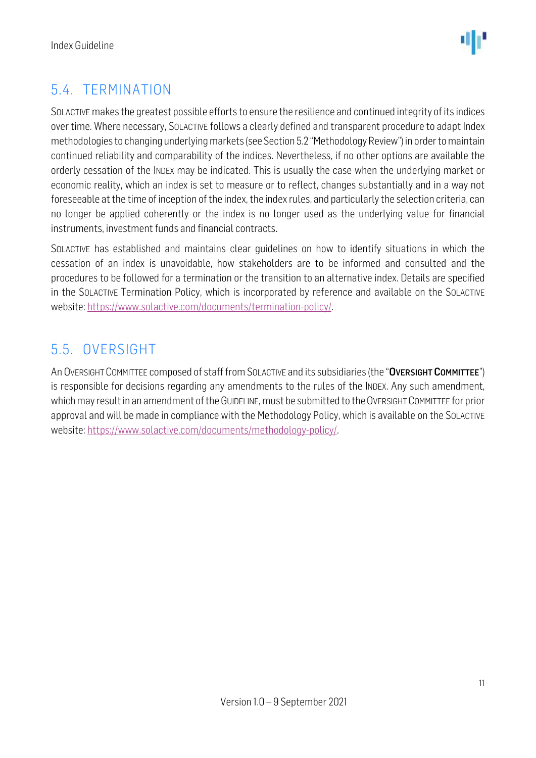## 5.4. TERMINATION

SOLACTIVE makes the greatest possible efforts to ensure the resilience and continued integrity of its indices over time. Where necessary, SOLACTIVE follows a clearly defined and transparent procedure to adapt Index methodologies to changing underlying markets (see Section 5.2 "Methodology Review") in order to maintain continued reliability and comparability of the indices. Nevertheless, if no other options are available the orderly cessation of the INDEX may be indicated. This is usually the case when the underlying market or economic reality, which an index is set to measure or to reflect, changes substantially and in a way not foreseeable at the time of inception of the index, the index rules, and particularly the selection criteria, can no longer be applied coherently or the index is no longer used as the underlying value for financial instruments, investment funds and financial contracts.

SOLACTIVE has established and maintains clear guidelines on how to identify situations in which the cessation of an index is unavoidable, how stakeholders are to be informed and consulted and the procedures to be followed for a termination or the transition to an alternative index. Details are specified in the SOLACTIVE Termination Policy, which is incorporated by reference and available on the SOLACTIVE website: https://www.solactive.com/documents/termination-policy/.

## 5.5. OVERSIGHT

An OVERSIGHT COMMITTEE composed of staff from SOLACTIVE and its subsidiaries (the "**OVERSIGHT COMMITTEE**") is responsible for decisions regarding any amendments to the rules of the INDEX. Any such amendment, which may result in an amendment of the GUIDELINE, must be submitted to the OVERSIGHT COMMITTEE for prior approval and will be made in compliance with the Methodology Policy, which is available on the SOLACTIVE website: https://www.solactive.com/documents/methodology-policy/.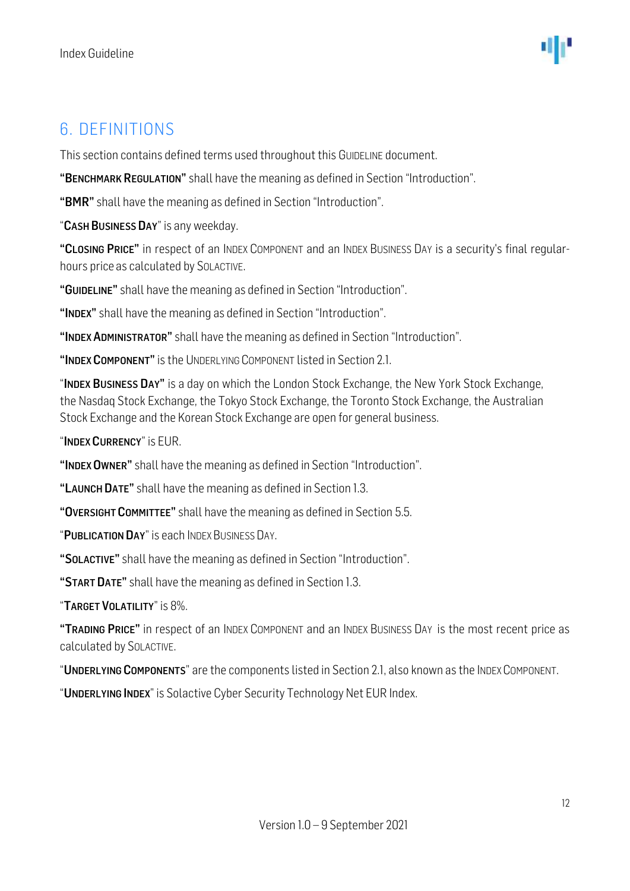# 6. DEFINITIONS

This section contains defined terms used throughout this GUIDELINE document.

**"BENCHMARK REGULATION"** shall have the meaning as defined in Section "Introduction".

**"BMR"** shall have the meaning as defined in Section "Introduction".

"**CASH BUSINESS DAY**" is any weekday.

**"CLOSING PRICE"** in respect of an INDEX COMPONENT and an INDEX BUSINESS DAY is a security's final regular-hours price as calculated by SOLACTIVE.

**"GUIDELINE"** shall have the meaning as defined in Section "Introduction".

**"INDEX"** shall have the meaning as defined in Section "Introduction".

**"INDEX ADMINISTRATOR"** shall have the meaning as defined in Section "Introduction".

**"INDEX COMPONENT"** is the UNDERLYING COMPONENT listed in Section 2.1.

"**INDEX BUSINESS DAY"** is a day on which the London Stock Exchange, the New York Stock Exchange, the Nasdaq Stock Exchange, the Tokyo Stock Exchange, the Toronto Stock Exchange, the Australian Stock Exchange and the Korean Stock Exchange are open for general business.

"**INDEX CURRENCY**" is EUR.

**"INDEX OWNER"** shall have the meaning as defined in Section "Introduction".

**"LAUNCH DATE"** shall have the meaning as defined in Section 1.3.

**"OVERSIGHT COMMITTEE"** shall have the meaning as defined in Section 5.5.

"**PUBLICATION DAY**" is each INDEX BUSINESS DAY.

**"SOLACTIVE"** shall have the meaning as defined in Section "Introduction".

**"START DATE"** shall have the meaning as defined in Section 1.3.

"**TARGET VOLATILITY**" is 8%.

**"TRADING PRICE"** in respect of an INDEX COMPONENT and an INDEX BUSINESS DAY is the most recent price as calculated by SOLACTIVE.

"**UNDERLYING COMPONENTS**" are the components listed in Section 2.1, also known as the INDEX COMPONENT.

"**UNDERLYING INDEX**" is Solactive Cyber Security Technology Net EUR Index.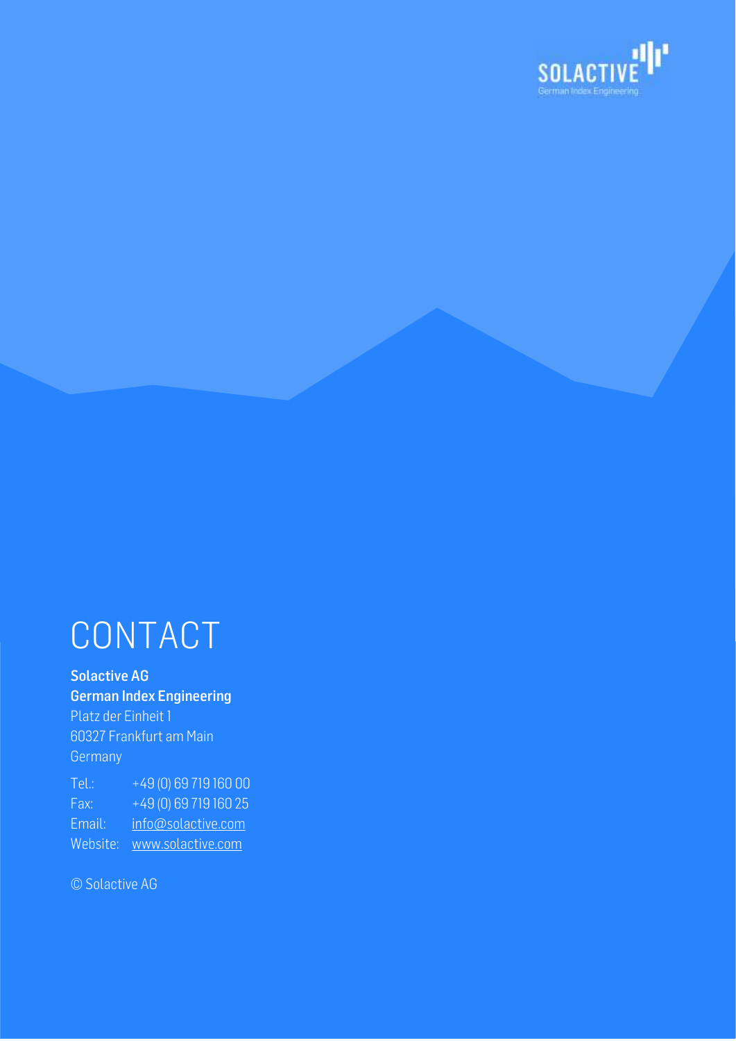# CONTACT

**Solactive AG**
**German Index Engineering**
Platz der Einheit 1
60327 Frankfurt am Main
Germany

Tel.: +49 (0) 69 719 160 00
Fax: +49 (0) 69 719 160 25
Email: info@solactive.com
Website: www.solactive.com

© Solactive AG